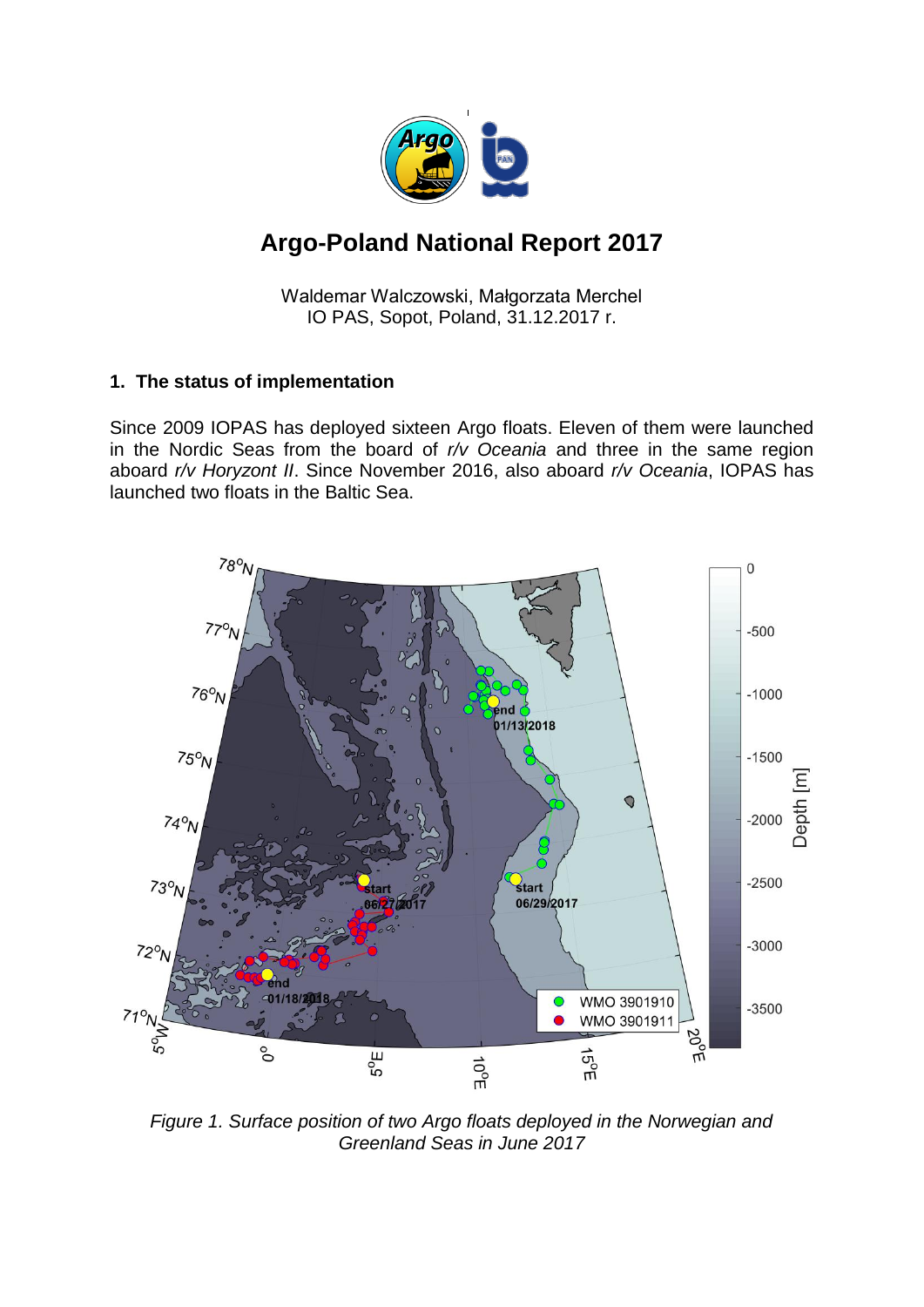# Argo-Poland National Report 2017

Waldemar Walczowski, Małgorzata Merchel
IO PAS, Sopot, Poland, 31.12.2017 r.

## 1. The status of implementation

Since 2009 IOPAS has deployed sixteen Argo floats. Eleven of them were launched in the Nordic Seas from the board of *r/v Oceania* and three in the same region aboard *r/v Horyzont II*. Since November 2016, also aboard *r/v Oceania*, IOPAS has launched two floats in the Baltic Sea.

*Figure 1. Surface position of two Argo floats deployed in the Norwegian and Greenland Seas in June 2017*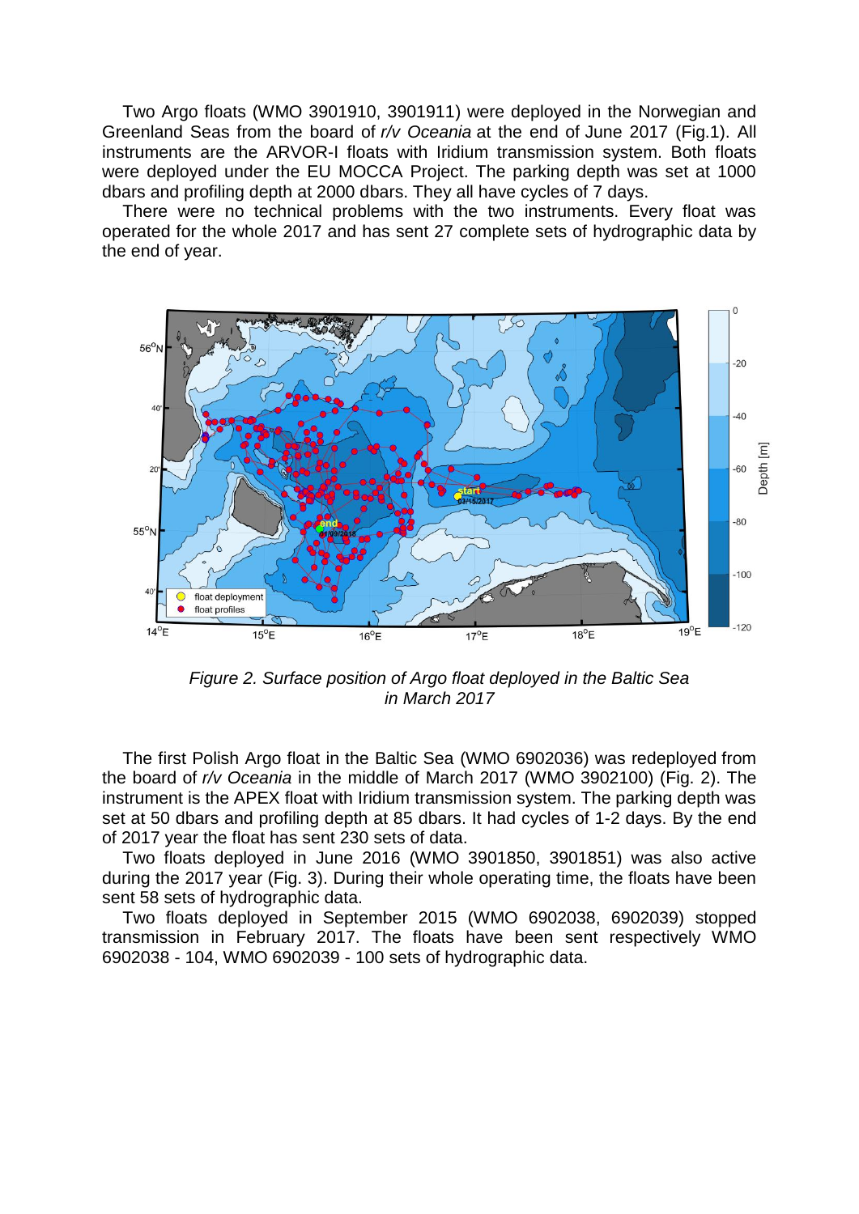Two Argo floats (WMO 3901910, 3901911) were deployed in the Norwegian and Greenland Seas from the board of *r/v Oceania* at the end of June 2017 (Fig.1). All instruments are the ARVOR-I floats with Iridium transmission system. Both floats were deployed under the EU MOCCA Project. The parking depth was set at 1000 dbars and profiling depth at 2000 dbars. They all have cycles of 7 days.

There were no technical problems with the two instruments. Every float was operated for the whole 2017 and has sent 27 complete sets of hydrographic data by the end of year.

*Figure 2. Surface position of Argo float deployed in the Baltic Sea in March 2017*

The first Polish Argo float in the Baltic Sea (WMO 6902036) was redeployed from the board of *r/v Oceania* in the middle of March 2017 (WMO 3902100) (Fig. 2). The instrument is the APEX float with Iridium transmission system. The parking depth was set at 50 dbars and profiling depth at 85 dbars. It had cycles of 1-2 days. By the end of 2017 year the float has sent 230 sets of data.

Two floats deployed in June 2016 (WMO 3901850, 3901851) was also active during the 2017 year (Fig. 3). During their whole operating time, the floats have been sent 58 sets of hydrographic data.

Two floats deployed in September 2015 (WMO 6902038, 6902039) stopped transmission in February 2017. The floats have been sent respectively WMO 6902038 - 104, WMO 6902039 - 100 sets of hydrographic data.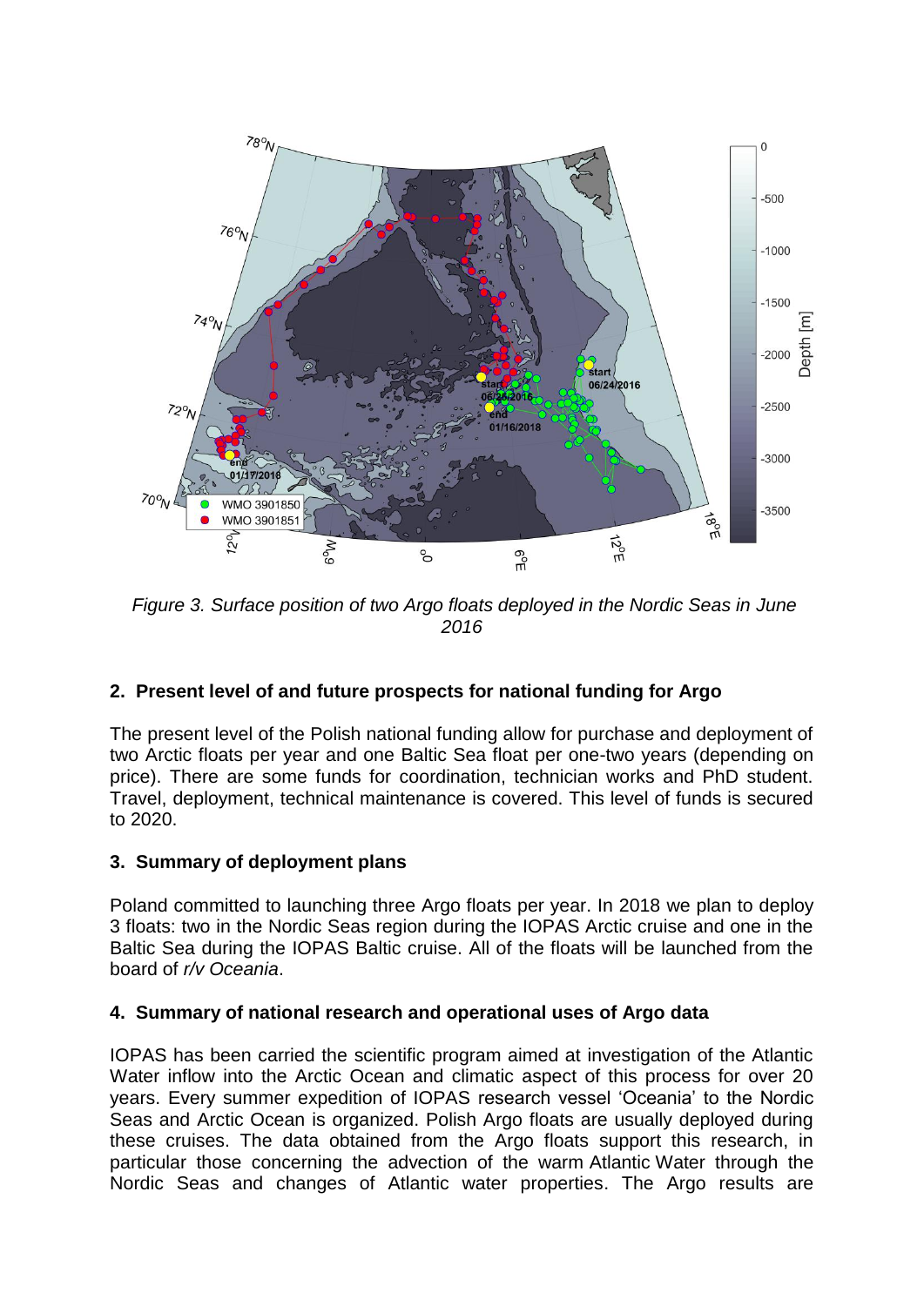*Figure 3. Surface position of two Argo floats deployed in the Nordic Seas in June 2016*

## 2. Present level of and future prospects for national funding for Argo

The present level of the Polish national funding allow for purchase and deployment of two Arctic floats per year and one Baltic Sea float per one-two years (depending on price). There are some funds for coordination, technician works and PhD student. Travel, deployment, technical maintenance is covered. This level of funds is secured to 2020.

## 3. Summary of deployment plans

Poland committed to launching three Argo floats per year. In 2018 we plan to deploy 3 floats: two in the Nordic Seas region during the IOPAS Arctic cruise and one in the Baltic Sea during the IOPAS Baltic cruise. All of the floats will be launched from the board of *r/v Oceania*.

## 4. Summary of national research and operational uses of Argo data

IOPAS has been carried the scientific program aimed at investigation of the Atlantic Water inflow into the Arctic Ocean and climatic aspect of this process for over 20 years. Every summer expedition of IOPAS research vessel 'Oceania' to the Nordic Seas and Arctic Ocean is organized. Polish Argo floats are usually deployed during these cruises. The data obtained from the Argo floats support this research, in particular those concerning the advection of the warm Atlantic Water through the Nordic Seas and changes of Atlantic water properties. The Argo results are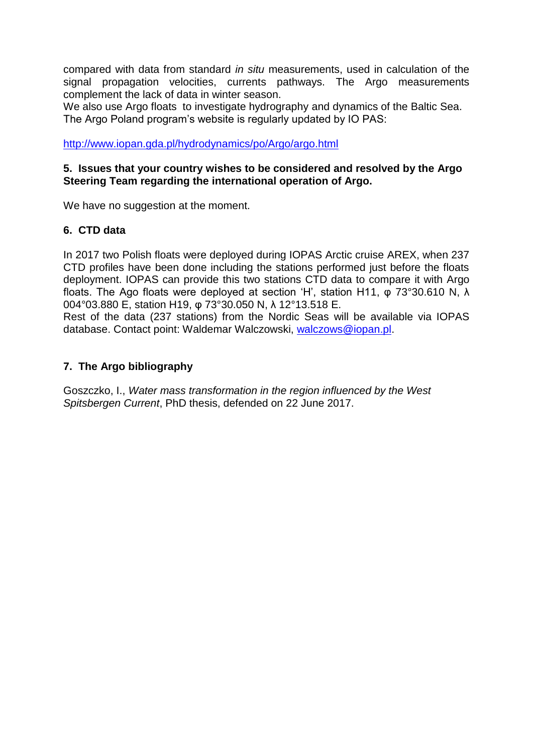compared with data from standard *in situ* measurements, used in calculation of the signal propagation velocities, currents pathways. The Argo measurements complement the lack of data in winter season.

We also use Argo floats to investigate hydrography and dynamics of the Baltic Sea. The Argo Poland program's website is regularly updated by IO PAS:

http://www.iopan.gda.pl/hydrodynamics/po/Argo/argo.html

## 5. Issues that your country wishes to be considered and resolved by the Argo Steering Team regarding the international operation of Argo.

We have no suggestion at the moment.

## 6. CTD data

In 2017 two Polish floats were deployed during IOPAS Arctic cruise AREX, when 237 CTD profiles have been done including the stations performed just before the floats deployment. IOPAS can provide this two stations CTD data to compare it with Argo floats. The Ago floats were deployed at section 'H', station H11, φ 73°30.610 N, λ 004°03.880 E, station H19, φ 73°30.050 N, λ 12°13.518 E.

Rest of the data (237 stations) from the Nordic Seas will be available via IOPAS database. Contact point: Waldemar Walczowski, walczows@iopan.pl.

## 7. The Argo bibliography

Goszczko, I., *Water mass transformation in the region influenced by the West Spitsbergen Current*, PhD thesis, defended on 22 June 2017.